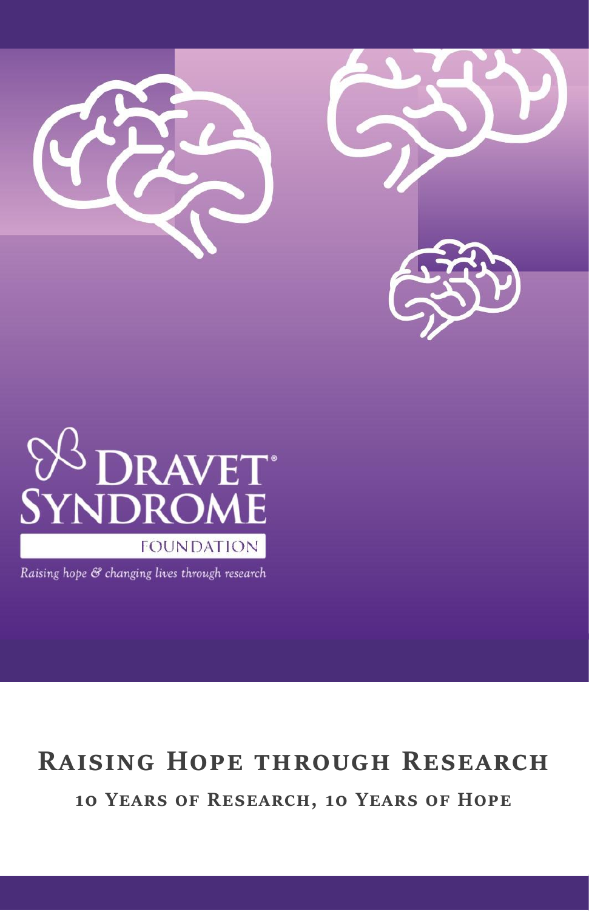Dravet Syndrome® Foundation

*Raising hope & changing lives through research*

# Raising Hope through Research

## 10 Years of Research, 10 Years of Hope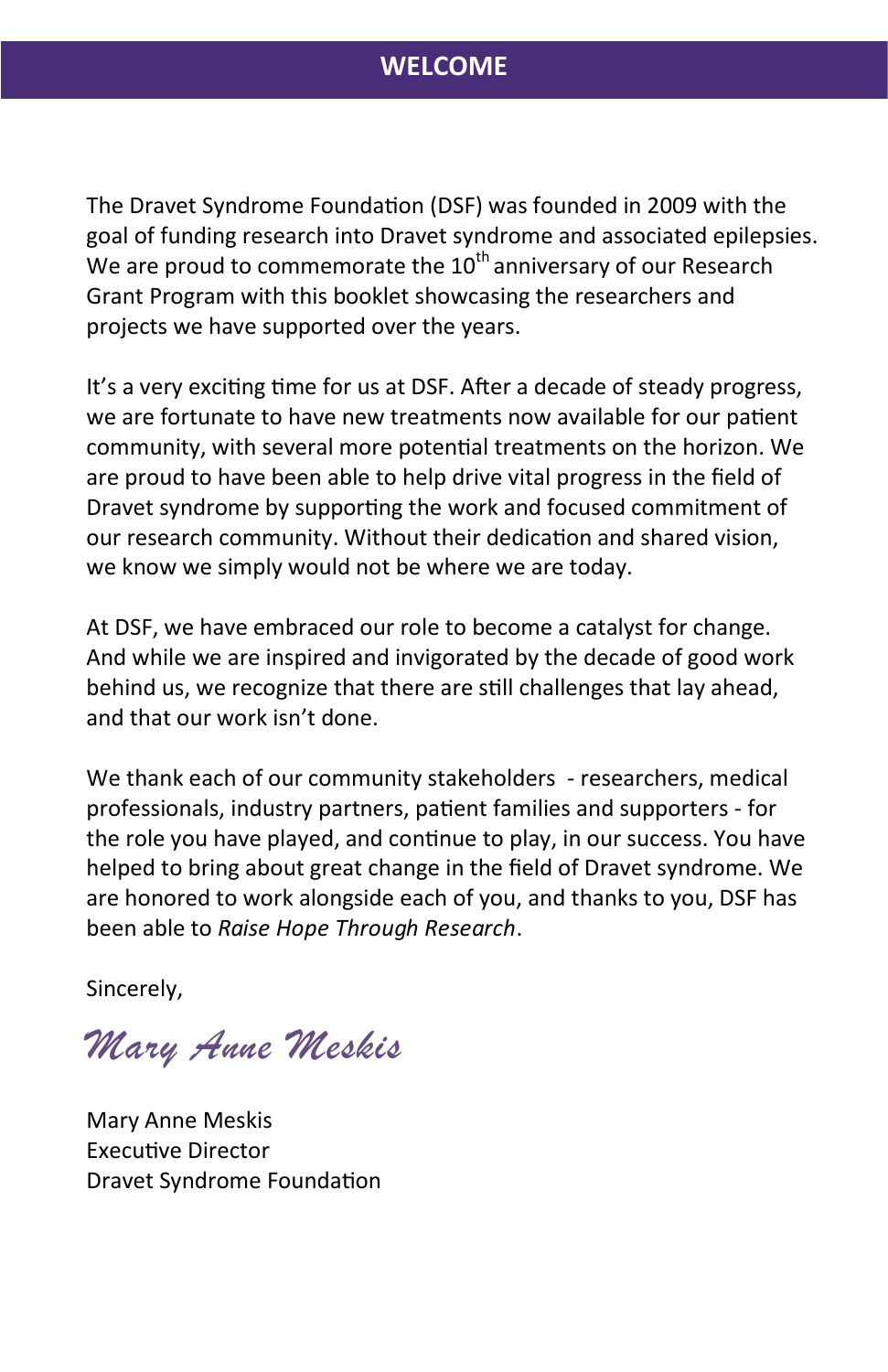# WELCOME

The Dravet Syndrome Foundation (DSF) was founded in 2009 with the goal of funding research into Dravet syndrome and associated epilepsies. We are proud to commemorate the 10th anniversary of our Research Grant Program with this booklet showcasing the researchers and projects we have supported over the years.

It's a very exciting time for us at DSF. After a decade of steady progress, we are fortunate to have new treatments now available for our patient community, with several more potential treatments on the horizon. We are proud to have been able to help drive vital progress in the field of Dravet syndrome by supporting the work and focused commitment of our research community. Without their dedication and shared vision, we know we simply would not be where we are today.

At DSF, we have embraced our role to become a catalyst for change. And while we are inspired and invigorated by the decade of good work behind us, we recognize that there are still challenges that lay ahead, and that our work isn't done.

We thank each of our community stakeholders - researchers, medical professionals, industry partners, patient families and supporters - for the role you have played, and continue to play, in our success. You have helped to bring about great change in the field of Dravet syndrome. We are honored to work alongside each of you, and thanks to you, DSF has been able to *Raise Hope Through Research*.

Sincerely,

*Mary Anne Meskis*

Mary Anne Meskis
Executive Director
Dravet Syndrome Foundation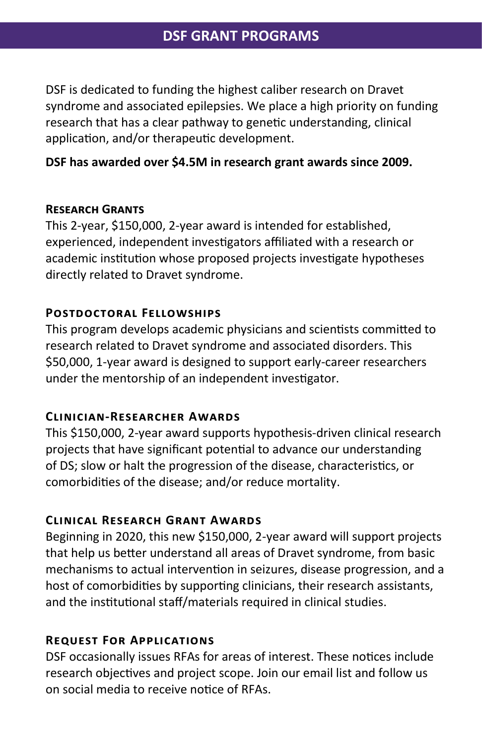# DSF GRANT PROGRAMS

DSF is dedicated to funding the highest caliber research on Dravet syndrome and associated epilepsies. We place a high priority on funding research that has a clear pathway to genetic understanding, clinical application, and/or therapeutic development.

**DSF has awarded over $4.5M in research grant awards since 2009.**

## Research Grants

This 2-year, $150,000, 2-year award is intended for established, experienced, independent investigators affiliated with a research or academic institution whose proposed projects investigate hypotheses directly related to Dravet syndrome.

## Postdoctoral Fellowships

This program develops academic physicians and scientists committed to research related to Dravet syndrome and associated disorders. This $50,000, 1-year award is designed to support early-career researchers under the mentorship of an independent investigator.

## Clinician-Researcher Awards

This $150,000, 2-year award supports hypothesis-driven clinical research projects that have significant potential to advance our understanding of DS; slow or halt the progression of the disease, characteristics, or comorbidities of the disease; and/or reduce mortality.

## Clinical Research Grant Awards

Beginning in 2020, this new $150,000, 2-year award will support projects that help us better understand all areas of Dravet syndrome, from basic mechanisms to actual intervention in seizures, disease progression, and a host of comorbidities by supporting clinicians, their research assistants, and the institutional staff/materials required in clinical studies.

## Request For Applications

DSF occasionally issues RFAs for areas of interest. These notices include research objectives and project scope. Join our email list and follow us on social media to receive notice of RFAs.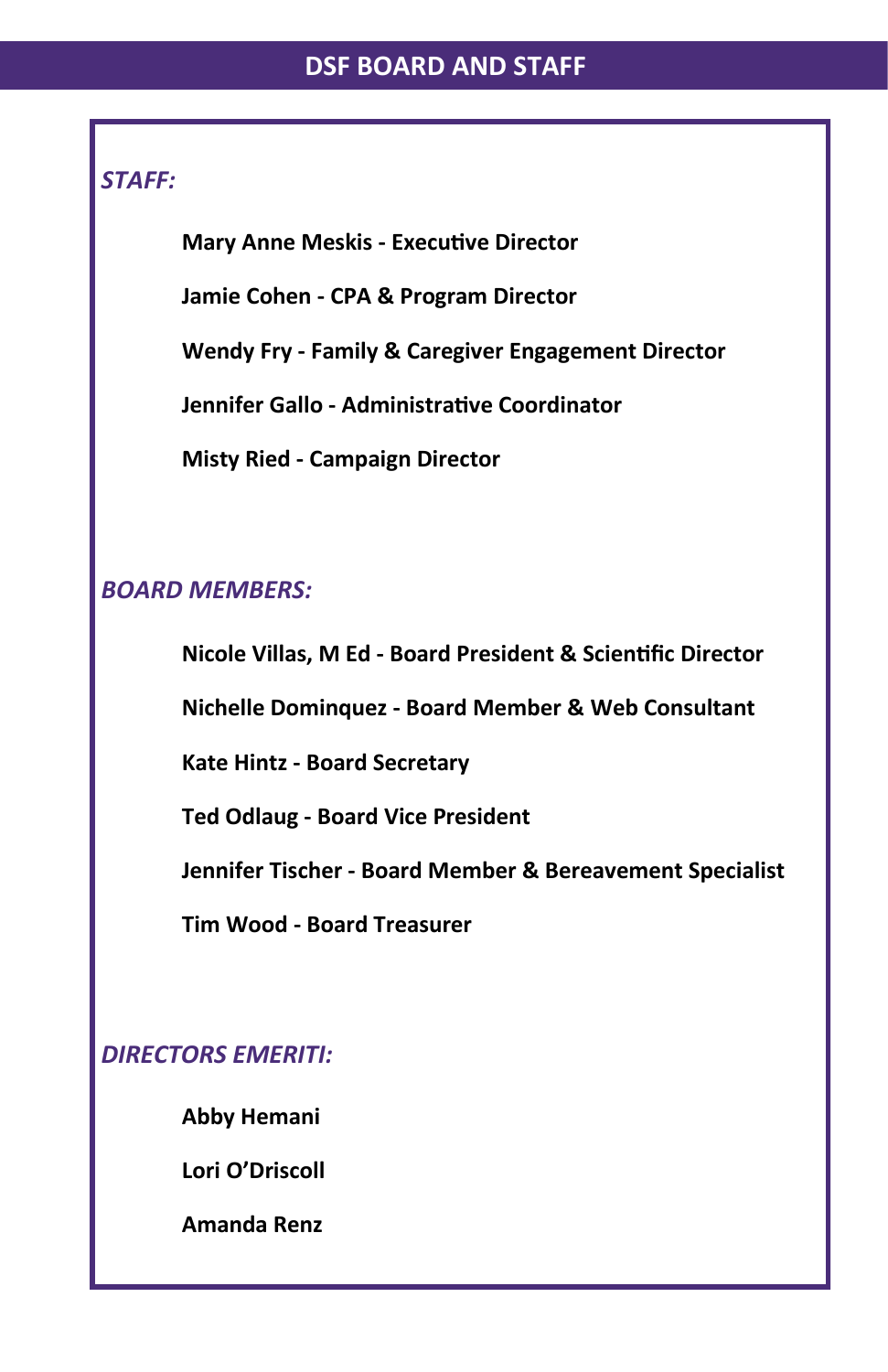# DSF BOARD AND STAFF

## *STAFF:*

**Mary Anne Meskis - Executive Director**

**Jamie Cohen - CPA & Program Director**

**Wendy Fry - Family & Caregiver Engagement Director**

**Jennifer Gallo - Administrative Coordinator**

**Misty Ried - Campaign Director**

## *BOARD MEMBERS:*

**Nicole Villas, M Ed - Board President & Scientific Director**

**Nichelle Dominquez - Board Member & Web Consultant**

**Kate Hintz - Board Secretary**

**Ted Odlaug - Board Vice President**

**Jennifer Tischer - Board Member & Bereavement Specialist**

**Tim Wood - Board Treasurer**

## *DIRECTORS EMERITI:*

**Abby Hemani**

**Lori O'Driscoll**

**Amanda Renz**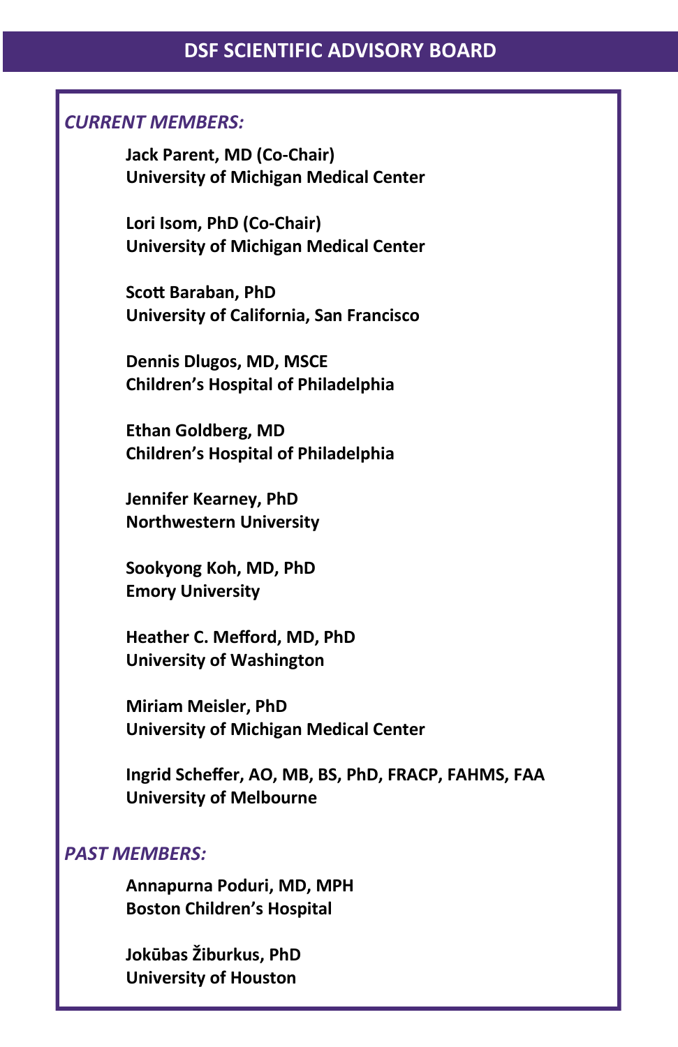# DSF SCIENTIFIC ADVISORY BOARD

*CURRENT MEMBERS:*

**Jack Parent, MD (Co-Chair)**
**University of Michigan Medical Center**

**Lori Isom, PhD (Co-Chair)**
**University of Michigan Medical Center**

**Scott Baraban, PhD**
**University of California, San Francisco**

**Dennis Dlugos, MD, MSCE**
**Children's Hospital of Philadelphia**

**Ethan Goldberg, MD**
**Children's Hospital of Philadelphia**

**Jennifer Kearney, PhD**
**Northwestern University**

**Sookyong Koh, MD, PhD**
**Emory University**

**Heather C. Mefford, MD, PhD**
**University of Washington**

**Miriam Meisler, PhD**
**University of Michigan Medical Center**

**Ingrid Scheffer, AO, MB, BS, PhD, FRACP, FAHMS, FAA**
**University of Melbourne**

*PAST MEMBERS:*

**Annapurna Poduri, MD, MPH**
**Boston Children's Hospital**

**Jokūbas Žiburkus, PhD**
**University of Houston**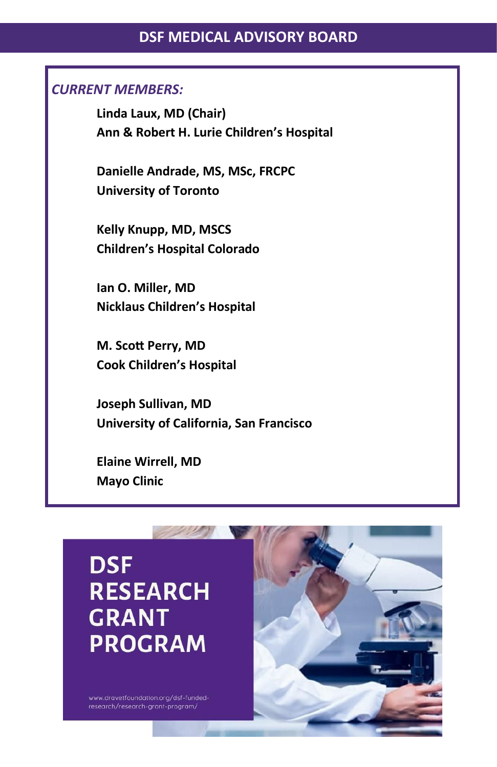# DSF MEDICAL ADVISORY BOARD

*CURRENT MEMBERS:*

**Linda Laux, MD (Chair)**
**Ann & Robert H. Lurie Children's Hospital**

**Danielle Andrade, MS, MSc, FRCPC**
**University of Toronto**

**Kelly Knupp, MD, MSCS**
**Children's Hospital Colorado**

**Ian O. Miller, MD**
**Nicklaus Children's Hospital**

**M. Scott Perry, MD**
**Cook Children's Hospital**

**Joseph Sullivan, MD**
**University of California, San Francisco**

**Elaine Wirrell, MD**
**Mayo Clinic**

## DSF RESEARCH GRANT PROGRAM

www.dravetfoundation.org/dsf-funded-research/research-grant-program/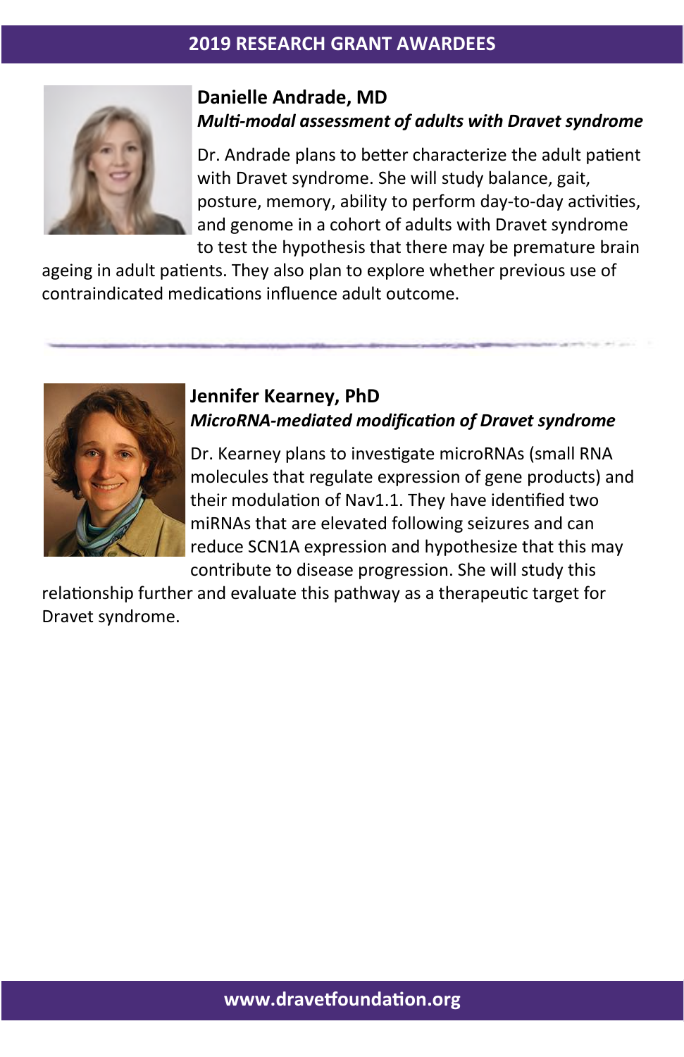## 2019 RESEARCH GRANT AWARDEES

### Danielle Andrade, MD

***Multi-modal assessment of adults with Dravet syndrome***

Dr. Andrade plans to better characterize the adult patient with Dravet syndrome. She will study balance, gait, posture, memory, ability to perform day-to-day activities, and genome in a cohort of adults with Dravet syndrome to test the hypothesis that there may be premature brain ageing in adult patients. They also plan to explore whether previous use of contraindicated medications influence adult outcome.

---

### Jennifer Kearney, PhD

***MicroRNA-mediated modification of Dravet syndrome***

Dr. Kearney plans to investigate microRNAs (small RNA molecules that regulate expression of gene products) and their modulation of Nav1.1. They have identified two miRNAs that are elevated following seizures and can reduce SCN1A expression and hypothesize that this may contribute to disease progression. She will study this relationship further and evaluate this pathway as a therapeutic target for Dravet syndrome.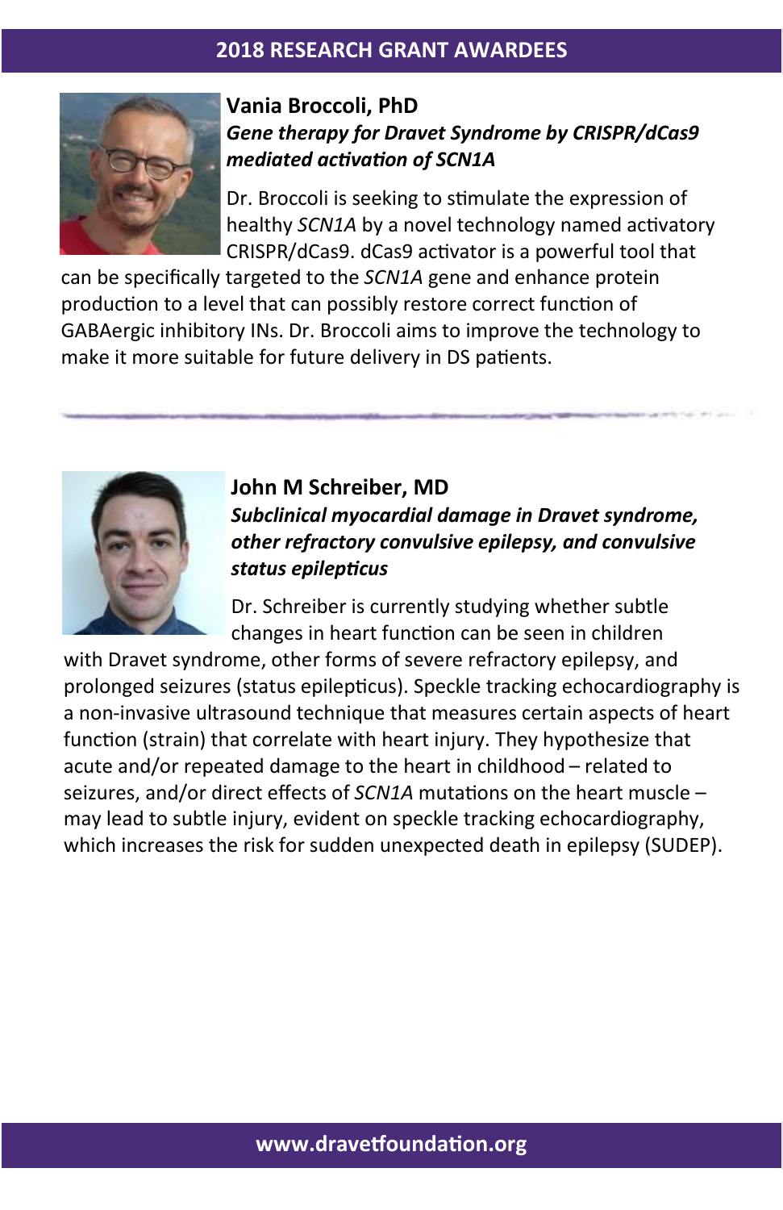## 2018 RESEARCH GRANT AWARDEES

### Vania Broccoli, PhD

***Gene therapy for Dravet Syndrome by CRISPR/dCas9 mediated activation of SCN1A***

Dr. Broccoli is seeking to stimulate the expression of healthy *SCN1A* by a novel technology named activatory CRISPR/dCas9. dCas9 activator is a powerful tool that can be specifically targeted to the *SCN1A* gene and enhance protein production to a level that can possibly restore correct function of GABAergic inhibitory INs. Dr. Broccoli aims to improve the technology to make it more suitable for future delivery in DS patients.

---

### John M Schreiber, MD

***Subclinical myocardial damage in Dravet syndrome, other refractory convulsive epilepsy, and convulsive status epilepticus***

Dr. Schreiber is currently studying whether subtle changes in heart function can be seen in children with Dravet syndrome, other forms of severe refractory epilepsy, and prolonged seizures (status epilepticus). Speckle tracking echocardiography is a non-invasive ultrasound technique that measures certain aspects of heart function (strain) that correlate with heart injury. They hypothesize that acute and/or repeated damage to the heart in childhood – related to seizures, and/or direct effects of *SCN1A* mutations on the heart muscle – may lead to subtle injury, evident on speckle tracking echocardiography, which increases the risk for sudden unexpected death in epilepsy (SUDEP).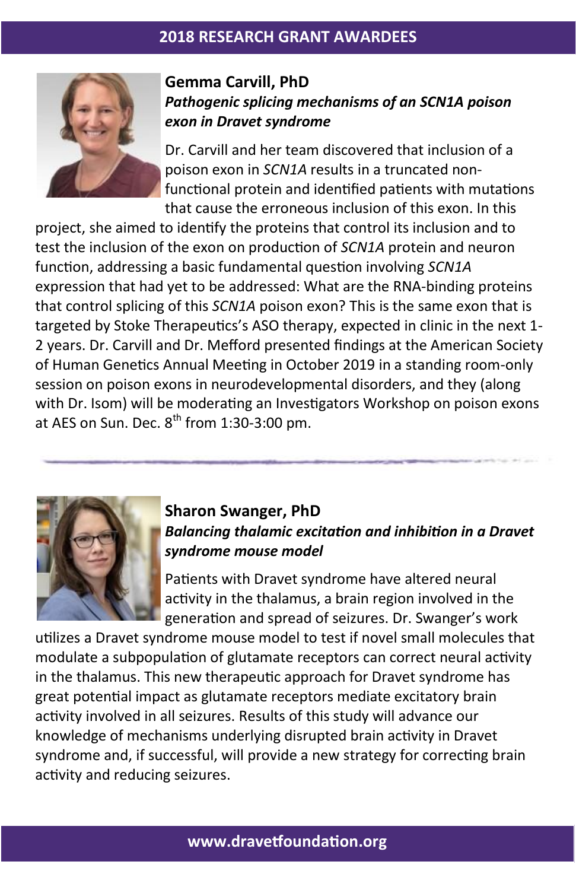## 2018 RESEARCH GRANT AWARDEES

### Gemma Carvill, PhD

***Pathogenic splicing mechanisms of an SCN1A poison exon in Dravet syndrome***

Dr. Carvill and her team discovered that inclusion of a poison exon in *SCN1A* results in a truncated non-functional protein and identified patients with mutations that cause the erroneous inclusion of this exon. In this project, she aimed to identify the proteins that control its inclusion and to test the inclusion of the exon on production of *SCN1A* protein and neuron function, addressing a basic fundamental question involving *SCN1A* expression that had yet to be addressed: What are the RNA-binding proteins that control splicing of this *SCN1A* poison exon? This is the same exon that is targeted by Stoke Therapeutics's ASO therapy, expected in clinic in the next 1-2 years. Dr. Carvill and Dr. Mefford presented findings at the American Society of Human Genetics Annual Meeting in October 2019 in a standing room-only session on poison exons in neurodevelopmental disorders, and they (along with Dr. Isom) will be moderating an Investigators Workshop on poison exons at AES on Sun. Dec. 8th from 1:30-3:00 pm.

---

### Sharon Swanger, PhD

***Balancing thalamic excitation and inhibition in a Dravet syndrome mouse model***

Patients with Dravet syndrome have altered neural activity in the thalamus, a brain region involved in the generation and spread of seizures. Dr. Swanger's work utilizes a Dravet syndrome mouse model to test if novel small molecules that modulate a subpopulation of glutamate receptors can correct neural activity in the thalamus. This new therapeutic approach for Dravet syndrome has great potential impact as glutamate receptors mediate excitatory brain activity involved in all seizures. Results of this study will advance our knowledge of mechanisms underlying disrupted brain activity in Dravet syndrome and, if successful, will provide a new strategy for correcting brain activity and reducing seizures.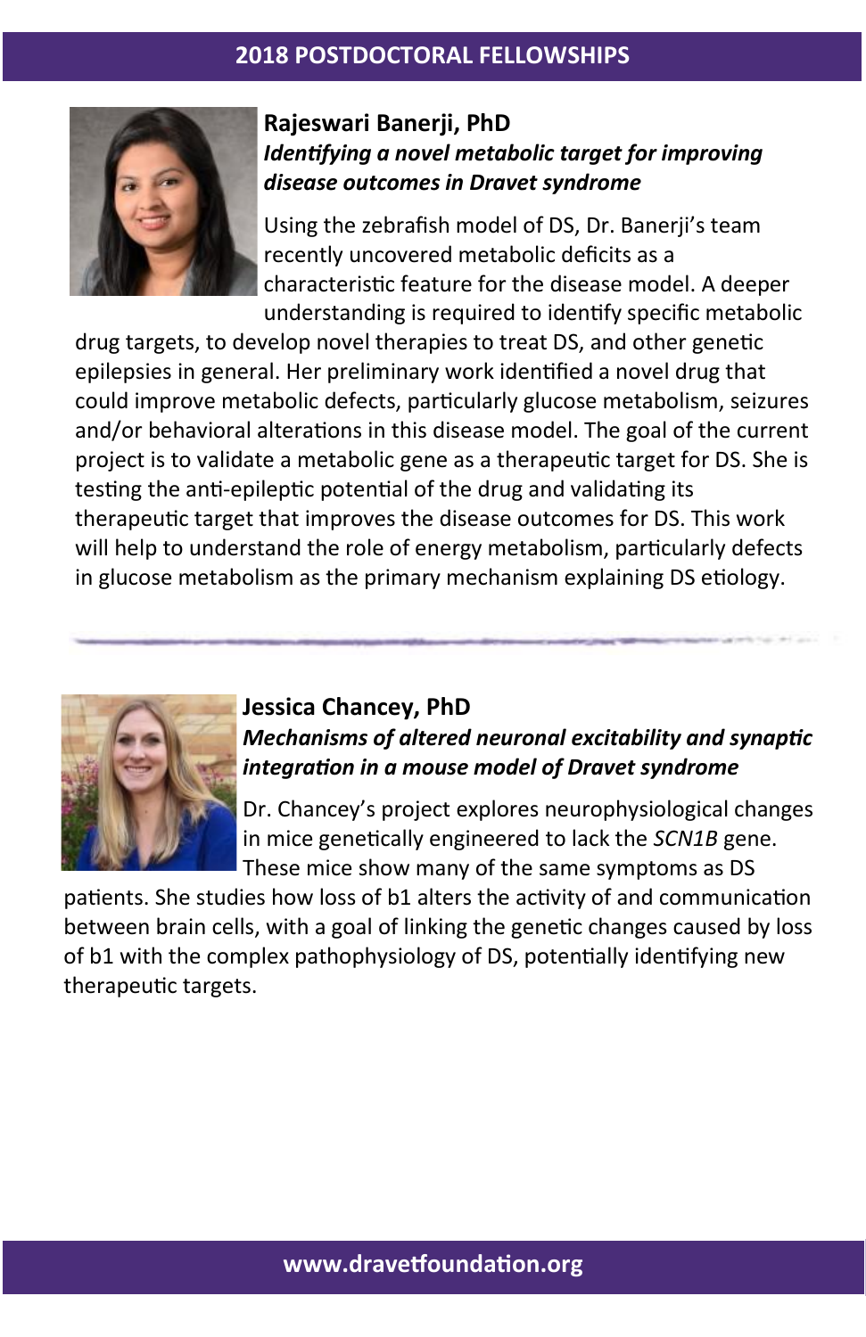## 2018 POSTDOCTORAL FELLOWSHIPS

### Rajeswari Banerji, PhD

***Identifying a novel metabolic target for improving disease outcomes in Dravet syndrome***

Using the zebrafish model of DS, Dr. Banerji's team recently uncovered metabolic deficits as a characteristic feature for the disease model. A deeper understanding is required to identify specific metabolic drug targets, to develop novel therapies to treat DS, and other genetic epilepsies in general. Her preliminary work identified a novel drug that could improve metabolic defects, particularly glucose metabolism, seizures and/or behavioral alterations in this disease model. The goal of the current project is to validate a metabolic gene as a therapeutic target for DS. She is testing the anti-epileptic potential of the drug and validating its therapeutic target that improves the disease outcomes for DS. This work will help to understand the role of energy metabolism, particularly defects in glucose metabolism as the primary mechanism explaining DS etiology.

---

### Jessica Chancey, PhD

***Mechanisms of altered neuronal excitability and synaptic integration in a mouse model of Dravet syndrome***

Dr. Chancey's project explores neurophysiological changes in mice genetically engineered to lack the *SCN1B* gene. These mice show many of the same symptoms as DS patients. She studies how loss of b1 alters the activity of and communication between brain cells, with a goal of linking the genetic changes caused by loss of b1 with the complex pathophysiology of DS, potentially identifying new therapeutic targets.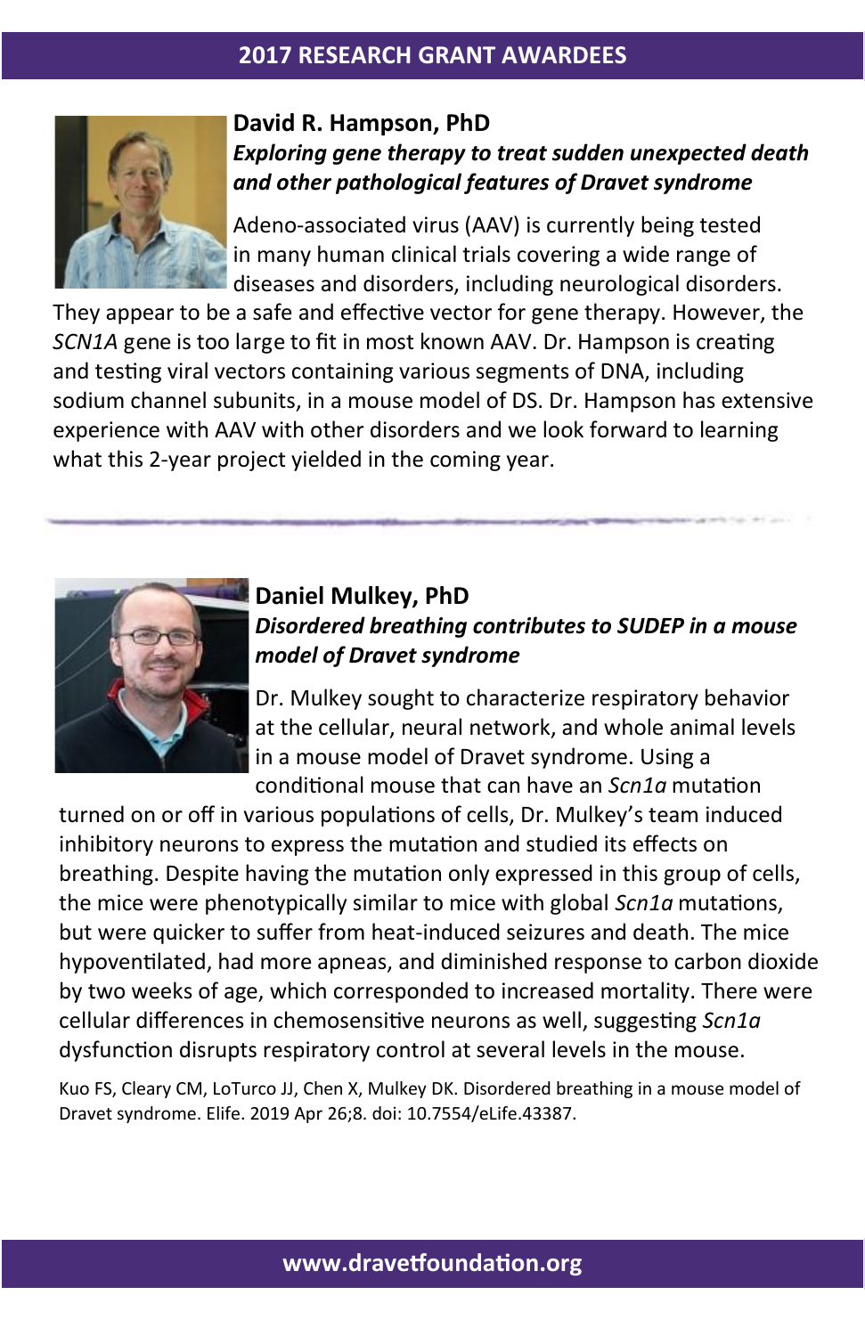## 2017 RESEARCH GRANT AWARDEES

### David R. Hampson, PhD

***Exploring gene therapy to treat sudden unexpected death and other pathological features of Dravet syndrome***

Adeno-associated virus (AAV) is currently being tested in many human clinical trials covering a wide range of diseases and disorders, including neurological disorders. They appear to be a safe and effective vector for gene therapy. However, the *SCN1A* gene is too large to fit in most known AAV. Dr. Hampson is creating and testing viral vectors containing various segments of DNA, including sodium channel subunits, in a mouse model of DS. Dr. Hampson has extensive experience with AAV with other disorders and we look forward to learning what this 2-year project yielded in the coming year.

---

### Daniel Mulkey, PhD

***Disordered breathing contributes to SUDEP in a mouse model of Dravet syndrome***

Dr. Mulkey sought to characterize respiratory behavior at the cellular, neural network, and whole animal levels in a mouse model of Dravet syndrome. Using a conditional mouse that can have an *Scn1a* mutation turned on or off in various populations of cells, Dr. Mulkey's team induced inhibitory neurons to express the mutation and studied its effects on breathing. Despite having the mutation only expressed in this group of cells, the mice were phenotypically similar to mice with global *Scn1a* mutations, but were quicker to suffer from heat-induced seizures and death. The mice hypoventilated, had more apneas, and diminished response to carbon dioxide by two weeks of age, which corresponded to increased mortality. There were cellular differences in chemosensitive neurons as well, suggesting *Scn1a* dysfunction disrupts respiratory control at several levels in the mouse.

Kuo FS, Cleary CM, LoTurco JJ, Chen X, Mulkey DK. Disordered breathing in a mouse model of Dravet syndrome. Elife. 2019 Apr 26;8. doi: 10.7554/eLife.43387.

www.dravetfoundation.org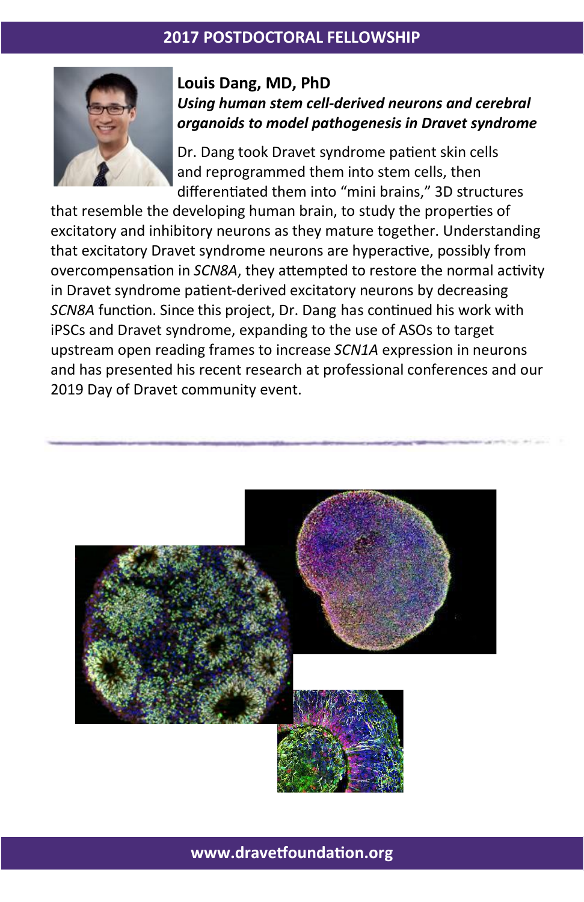## 2017 POSTDOCTORAL FELLOWSHIP

**Louis Dang, MD, PhD**

***Using human stem cell-derived neurons and cerebral organoids to model pathogenesis in Dravet syndrome***

Dr. Dang took Dravet syndrome patient skin cells and reprogrammed them into stem cells, then differentiated them into "mini brains," 3D structures that resemble the developing human brain, to study the properties of excitatory and inhibitory neurons as they mature together. Understanding that excitatory Dravet syndrome neurons are hyperactive, possibly from overcompensation in *SCN8A*, they attempted to restore the normal activity in Dravet syndrome patient-derived excitatory neurons by decreasing *SCN8A* function. Since this project, Dr. Dang has continued his work with iPSCs and Dravet syndrome, expanding to the use of ASOs to target upstream open reading frames to increase *SCN1A* expression in neurons and has presented his recent research at professional conferences and our 2019 Day of Dravet community event.

**www.dravetfoundation.org**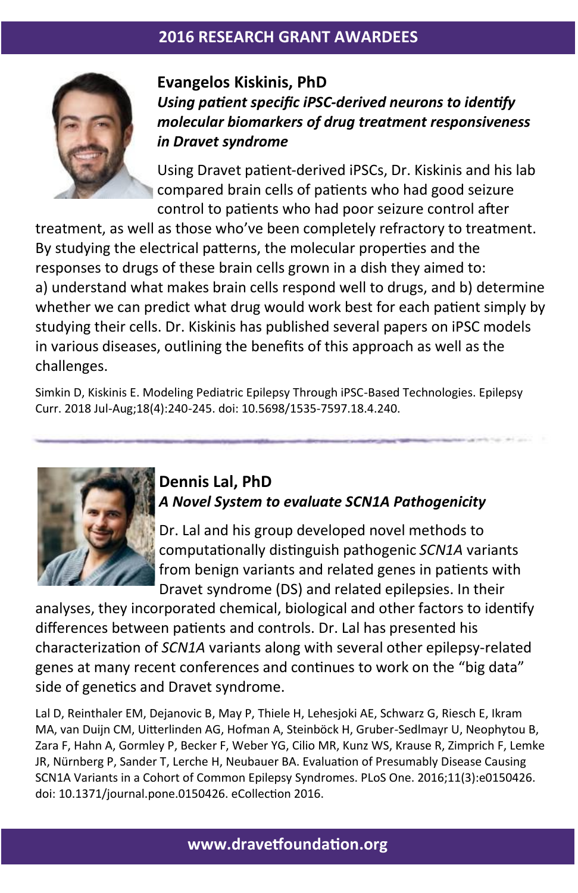## 2016 RESEARCH GRANT AWARDEES

### Evangelos Kiskinis, PhD

***Using patient specific iPSC-derived neurons to identify molecular biomarkers of drug treatment responsiveness in Dravet syndrome***

Using Dravet patient-derived iPSCs, Dr. Kiskinis and his lab compared brain cells of patients who had good seizure control to patients who had poor seizure control after treatment, as well as those who've been completely refractory to treatment. By studying the electrical patterns, the molecular properties and the responses to drugs of these brain cells grown in a dish they aimed to:
a) understand what makes brain cells respond well to drugs, and b) determine whether we can predict what drug would work best for each patient simply by studying their cells. Dr. Kiskinis has published several papers on iPSC models in various diseases, outlining the benefits of this approach as well as the challenges.

Simkin D, Kiskinis E. Modeling Pediatric Epilepsy Through iPSC-Based Technologies. Epilepsy Curr. 2018 Jul-Aug;18(4):240-245. doi: 10.5698/1535-7597.18.4.240.

---

### Dennis Lal, PhD

***A Novel System to evaluate SCN1A Pathogenicity***

Dr. Lal and his group developed novel methods to computationally distinguish pathogenic *SCN1A* variants from benign variants and related genes in patients with Dravet syndrome (DS) and related epilepsies. In their analyses, they incorporated chemical, biological and other factors to identify differences between patients and controls. Dr. Lal has presented his characterization of *SCN1A* variants along with several other epilepsy-related genes at many recent conferences and continues to work on the "big data" side of genetics and Dravet syndrome.

Lal D, Reinthaler EM, Dejanovic B, May P, Thiele H, Lehesjoki AE, Schwarz G, Riesch E, Ikram MA, van Duijn CM, Uitterlinden AG, Hofman A, Steinböck H, Gruber-Sedlmayr U, Neophytou B, Zara F, Hahn A, Gormley P, Becker F, Weber YG, Cilio MR, Kunz WS, Krause R, Zimprich F, Lemke JR, Nürnberg P, Sander T, Lerche H, Neubauer BA. Evaluation of Presumably Disease Causing SCN1A Variants in a Cohort of Common Epilepsy Syndromes. PLoS One. 2016;11(3):e0150426. doi: 10.1371/journal.pone.0150426. eCollection 2016.

www.dravetfoundation.org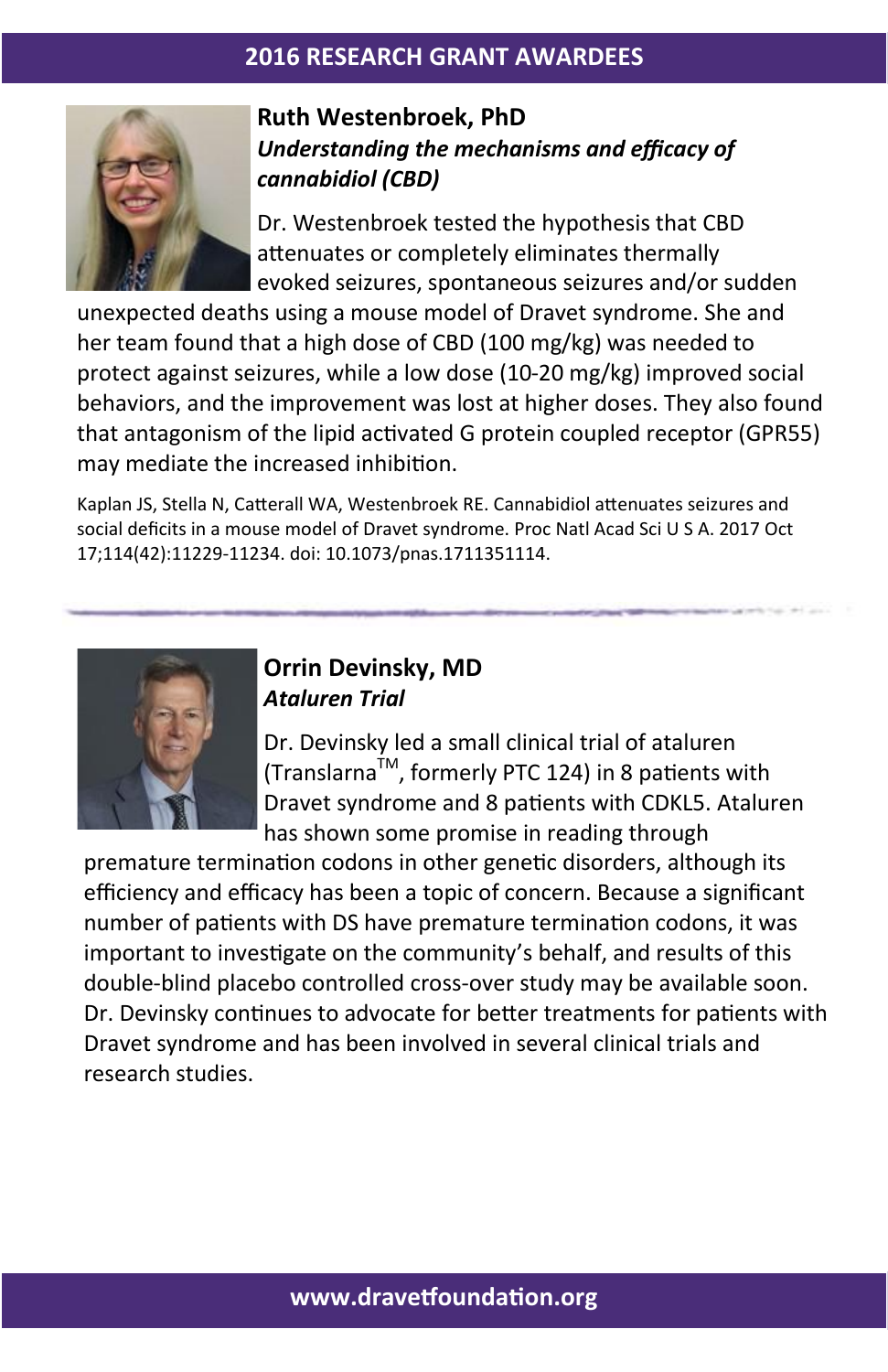# 2016 RESEARCH GRANT AWARDEES

## Ruth Westenbroek, PhD

***Understanding the mechanisms and efficacy of cannabidiol (CBD)***

Dr. Westenbroek tested the hypothesis that CBD attenuates or completely eliminates thermally evoked seizures, spontaneous seizures and/or sudden unexpected deaths using a mouse model of Dravet syndrome. She and her team found that a high dose of CBD (100 mg/kg) was needed to protect against seizures, while a low dose (10-20 mg/kg) improved social behaviors, and the improvement was lost at higher doses. They also found that antagonism of the lipid activated G protein coupled receptor (GPR55) may mediate the increased inhibition.

Kaplan JS, Stella N, Catterall WA, Westenbroek RE. Cannabidiol attenuates seizures and social deficits in a mouse model of Dravet syndrome. Proc Natl Acad Sci U S A. 2017 Oct 17;114(42):11229-11234. doi: 10.1073/pnas.1711351114.

---

## Orrin Devinsky, MD

***Ataluren Trial***

Dr. Devinsky led a small clinical trial of ataluren (Translarna™, formerly PTC 124) in 8 patients with Dravet syndrome and 8 patients with CDKL5. Ataluren has shown some promise in reading through premature termination codons in other genetic disorders, although its efficiency and efficacy has been a topic of concern. Because a significant number of patients with DS have premature termination codons, it was important to investigate on the community's behalf, and results of this double-blind placebo controlled cross-over study may be available soon. Dr. Devinsky continues to advocate for better treatments for patients with Dravet syndrome and has been involved in several clinical trials and research studies.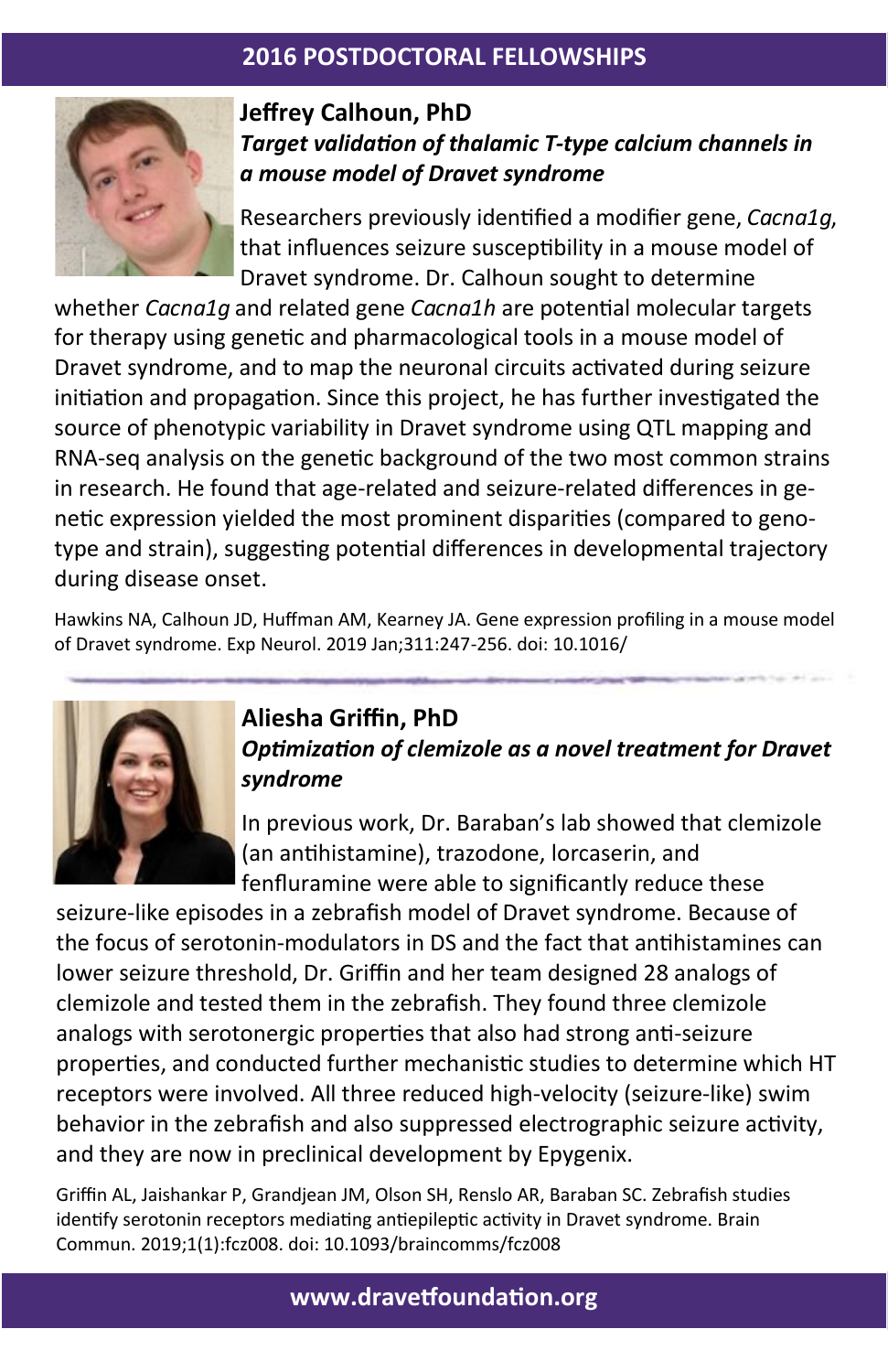# 2016 POSTDOCTORAL FELLOWSHIPS

## Jeffrey Calhoun, PhD

### *Target validation of thalamic T-type calcium channels in a mouse model of Dravet syndrome*

Researchers previously identified a modifier gene, *Cacna1g*, that influences seizure susceptibility in a mouse model of Dravet syndrome. Dr. Calhoun sought to determine whether *Cacna1g* and related gene *Cacna1h* are potential molecular targets for therapy using genetic and pharmacological tools in a mouse model of Dravet syndrome, and to map the neuronal circuits activated during seizure initiation and propagation. Since this project, he has further investigated the source of phenotypic variability in Dravet syndrome using QTL mapping and RNA-seq analysis on the genetic background of the two most common strains in research. He found that age-related and seizure-related differences in genetic expression yielded the most prominent disparities (compared to genotype and strain), suggesting potential differences in developmental trajectory during disease onset.

Hawkins NA, Calhoun JD, Huffman AM, Kearney JA. Gene expression profiling in a mouse model of Dravet syndrome. Exp Neurol. 2019 Jan;311:247-256. doi: 10.1016/

---

## Aliesha Griffin, PhD

### *Optimization of clemizole as a novel treatment for Dravet syndrome*

In previous work, Dr. Baraban's lab showed that clemizole (an antihistamine), trazodone, lorcaserin, and fenfluramine were able to significantly reduce these seizure-like episodes in a zebrafish model of Dravet syndrome. Because of the focus of serotonin-modulators in DS and the fact that antihistamines can lower seizure threshold, Dr. Griffin and her team designed 28 analogs of clemizole and tested them in the zebrafish. They found three clemizole analogs with serotonergic properties that also had strong anti-seizure properties, and conducted further mechanistic studies to determine which HT receptors were involved. All three reduced high-velocity (seizure-like) swim behavior in the zebrafish and also suppressed electrographic seizure activity, and they are now in preclinical development by Epygenix.

Griffin AL, Jaishankar P, Grandjean JM, Olson SH, Renslo AR, Baraban SC. Zebrafish studies identify serotonin receptors mediating antiepileptic activity in Dravet syndrome. Brain Commun. 2019;1(1):fcz008. doi: 10.1093/braincomms/fcz008

www.dravetfoundation.org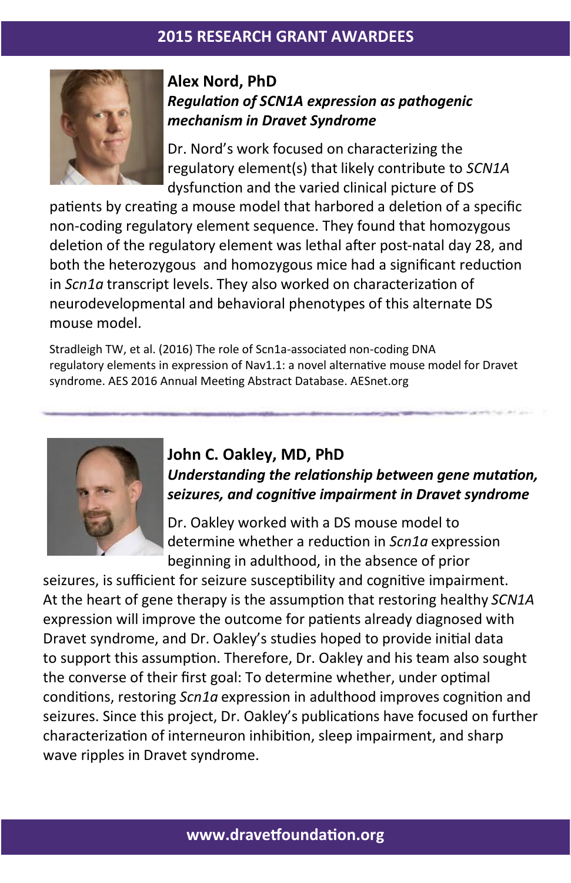## 2015 RESEARCH GRANT AWARDEES

### Alex Nord, PhD

***Regulation of SCN1A expression as pathogenic mechanism in Dravet Syndrome***

Dr. Nord's work focused on characterizing the regulatory element(s) that likely contribute to *SCN1A* dysfunction and the varied clinical picture of DS patients by creating a mouse model that harbored a deletion of a specific non-coding regulatory element sequence. They found that homozygous deletion of the regulatory element was lethal after post-natal day 28, and both the heterozygous and homozygous mice had a significant reduction in *Scn1a* transcript levels. They also worked on characterization of neurodevelopmental and behavioral phenotypes of this alternate DS mouse model.

Stradleigh TW, et al. (2016) The role of Scn1a-associated non-coding DNA regulatory elements in expression of Nav1.1: a novel alternative mouse model for Dravet syndrome. AES 2016 Annual Meeting Abstract Database. AESnet.org

---

### John C. Oakley, MD, PhD

***Understanding the relationship between gene mutation, seizures, and cognitive impairment in Dravet syndrome***

Dr. Oakley worked with a DS mouse model to determine whether a reduction in *Scn1a* expression beginning in adulthood, in the absence of prior seizures, is sufficient for seizure susceptibility and cognitive impairment. At the heart of gene therapy is the assumption that restoring healthy *SCN1A* expression will improve the outcome for patients already diagnosed with Dravet syndrome, and Dr. Oakley's studies hoped to provide initial data to support this assumption. Therefore, Dr. Oakley and his team also sought the converse of their first goal: To determine whether, under optimal conditions, restoring *Scn1a* expression in adulthood improves cognition and seizures. Since this project, Dr. Oakley's publications have focused on further characterization of interneuron inhibition, sleep impairment, and sharp wave ripples in Dravet syndrome.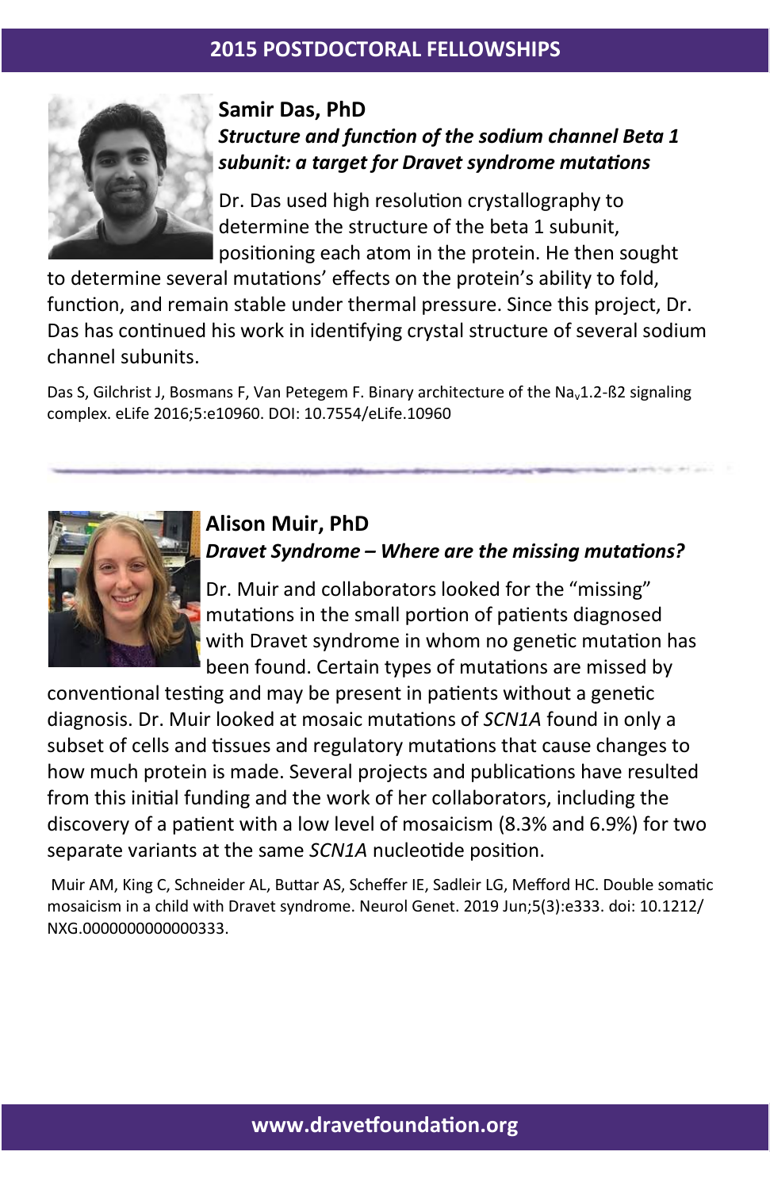## 2015 POSTDOCTORAL FELLOWSHIPS

### Samir Das, PhD

***Structure and function of the sodium channel Beta 1 subunit: a target for Dravet syndrome mutations***

Dr. Das used high resolution crystallography to determine the structure of the beta 1 subunit, positioning each atom in the protein. He then sought to determine several mutations' effects on the protein's ability to fold, function, and remain stable under thermal pressure. Since this project, Dr. Das has continued his work in identifying crystal structure of several sodium channel subunits.

Das S, Gilchrist J, Bosmans F, Van Petegem F. Binary architecture of the $Na_v$1.2-ß2 signaling complex. eLife 2016;5:e10960. DOI: 10.7554/eLife.10960

---

### Alison Muir, PhD

***Dravet Syndrome – Where are the missing mutations?***

Dr. Muir and collaborators looked for the "missing" mutations in the small portion of patients diagnosed with Dravet syndrome in whom no genetic mutation has been found. Certain types of mutations are missed by conventional testing and may be present in patients without a genetic diagnosis. Dr. Muir looked at mosaic mutations of *SCN1A* found in only a subset of cells and tissues and regulatory mutations that cause changes to how much protein is made. Several projects and publications have resulted from this initial funding and the work of her collaborators, including the discovery of a patient with a low level of mosaicism (8.3% and 6.9%) for two separate variants at the same *SCN1A* nucleotide position.

Muir AM, King C, Schneider AL, Buttar AS, Scheffer IE, Sadleir LG, Mefford HC. Double somatic mosaicism in a child with Dravet syndrome. Neurol Genet. 2019 Jun;5(3):e333. doi: 10.1212/NXG.0000000000000333.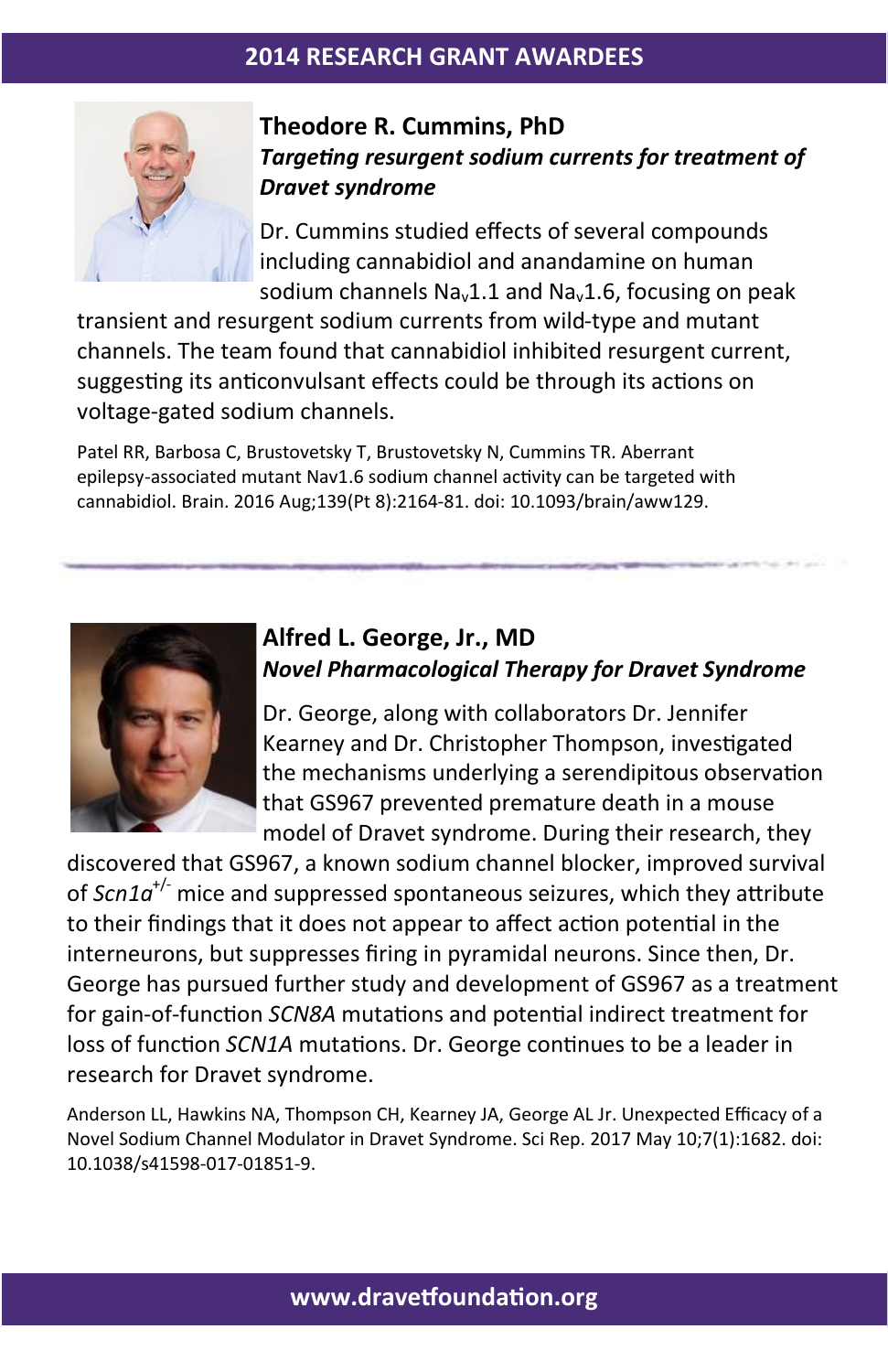## 2014 RESEARCH GRANT AWARDEES

### Theodore R. Cummins, PhD

***Targeting resurgent sodium currents for treatment of Dravet syndrome***

Dr. Cummins studied effects of several compounds including cannabidiol and anandamine on human sodium channels $Na_v1.1$ and $Na_v1.6$, focusing on peak transient and resurgent sodium currents from wild-type and mutant channels. The team found that cannabidiol inhibited resurgent current, suggesting its anticonvulsant effects could be through its actions on voltage-gated sodium channels.

Patel RR, Barbosa C, Brustovetsky T, Brustovetsky N, Cummins TR. Aberrant epilepsy-associated mutant Nav1.6 sodium channel activity can be targeted with cannabidiol. Brain. 2016 Aug;139(Pt 8):2164-81. doi: 10.1093/brain/aww129.

---

### Alfred L. George, Jr., MD

***Novel Pharmacological Therapy for Dravet Syndrome***

Dr. George, along with collaborators Dr. Jennifer Kearney and Dr. Christopher Thompson, investigated the mechanisms underlying a serendipitous observation that GS967 prevented premature death in a mouse model of Dravet syndrome. During their research, they discovered that GS967, a known sodium channel blocker, improved survival of *Scn1a*$^{+/-}$ mice and suppressed spontaneous seizures, which they attribute to their findings that it does not appear to affect action potential in the interneurons, but suppresses firing in pyramidal neurons. Since then, Dr. George has pursued further study and development of GS967 as a treatment for gain-of-function *SCN8A* mutations and potential indirect treatment for loss of function *SCN1A* mutations. Dr. George continues to be a leader in research for Dravet syndrome.

Anderson LL, Hawkins NA, Thompson CH, Kearney JA, George AL Jr. Unexpected Efficacy of a Novel Sodium Channel Modulator in Dravet Syndrome. Sci Rep. 2017 May 10;7(1):1682. doi: 10.1038/s41598-017-01851-9.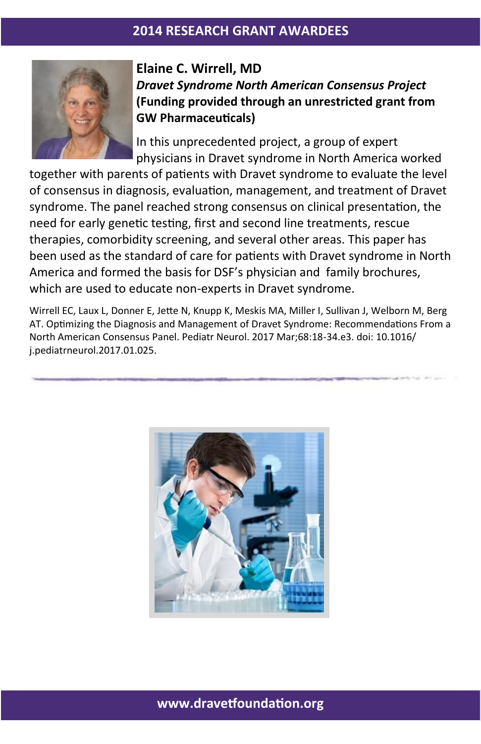## 2014 RESEARCH GRANT AWARDEES

### Elaine C. Wirrell, MD

***Dravet Syndrome North American Consensus Project***
**(Funding provided through an unrestricted grant from GW Pharmaceuticals)**

In this unprecedented project, a group of expert physicians in Dravet syndrome in North America worked together with parents of patients with Dravet syndrome to evaluate the level of consensus in diagnosis, evaluation, management, and treatment of Dravet syndrome. The panel reached strong consensus on clinical presentation, the need for early genetic testing, first and second line treatments, rescue therapies, comorbidity screening, and several other areas. This paper has been used as the standard of care for patients with Dravet syndrome in North America and formed the basis for DSF's physician and family brochures, which are used to educate non-experts in Dravet syndrome.

Wirrell EC, Laux L, Donner E, Jette N, Knupp K, Meskis MA, Miller I, Sullivan J, Welborn M, Berg AT. Optimizing the Diagnosis and Management of Dravet Syndrome: Recommendations From a North American Consensus Panel. Pediatr Neurol. 2017 Mar;68:18-34.e3. doi: 10.1016/j.pediatrneurol.2017.01.025.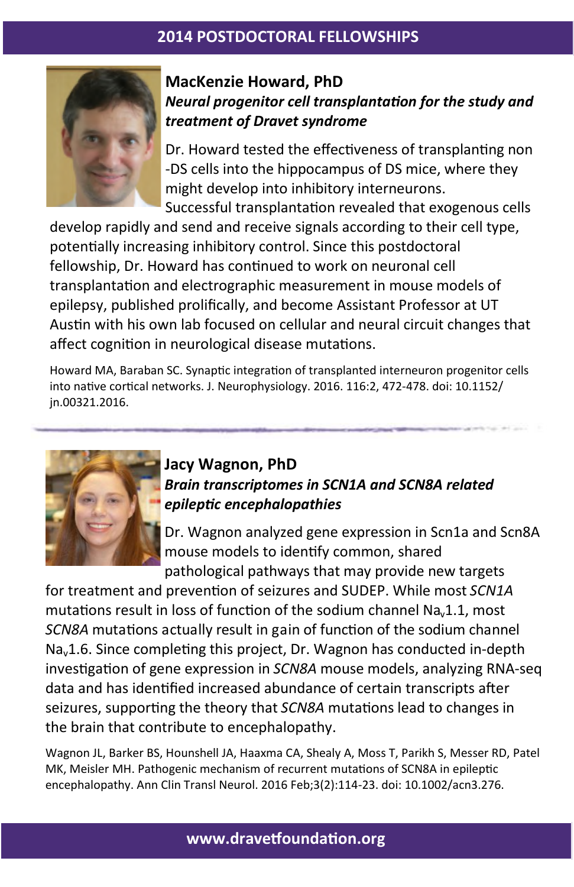# 2014 POSTDOCTORAL FELLOWSHIPS

## MacKenzie Howard, PhD

### *Neural progenitor cell transplantation for the study and treatment of Dravet syndrome*

Dr. Howard tested the effectiveness of transplanting non-DS cells into the hippocampus of DS mice, where they might develop into inhibitory interneurons. Successful transplantation revealed that exogenous cells develop rapidly and send and receive signals according to their cell type, potentially increasing inhibitory control. Since this postdoctoral fellowship, Dr. Howard has continued to work on neuronal cell transplantation and electrographic measurement in mouse models of epilepsy, published prolifically, and become Assistant Professor at UT Austin with his own lab focused on cellular and neural circuit changes that affect cognition in neurological disease mutations.

Howard MA, Baraban SC. Synaptic integration of transplanted interneuron progenitor cells into native cortical networks. J. Neurophysiology. 2016. 116:2, 472-478. doi: 10.1152/jn.00321.2016.

---

## Jacy Wagnon, PhD

### *Brain transcriptomes in SCN1A and SCN8A related epileptic encephalopathies*

Dr. Wagnon analyzed gene expression in Scn1a and Scn8A mouse models to identify common, shared pathological pathways that may provide new targets for treatment and prevention of seizures and SUDEP. While most *SCN1A* mutations result in loss of function of the sodium channel $Na_v1.1$, most *SCN8A* mutations actually result in gain of function of the sodium channel $Na_v1.6$. Since completing this project, Dr. Wagnon has conducted in-depth investigation of gene expression in *SCN8A* mouse models, analyzing RNA-seq data and has identified increased abundance of certain transcripts after seizures, supporting the theory that *SCN8A* mutations lead to changes in the brain that contribute to encephalopathy.

Wagnon JL, Barker BS, Hounshell JA, Haaxma CA, Shealy A, Moss T, Parikh S, Messer RD, Patel MK, Meisler MH. Pathogenic mechanism of recurrent mutations of SCN8A in epileptic encephalopathy. Ann Clin Transl Neurol. 2016 Feb;3(2):114-23. doi: 10.1002/acn3.276.

www.dravetfoundation.org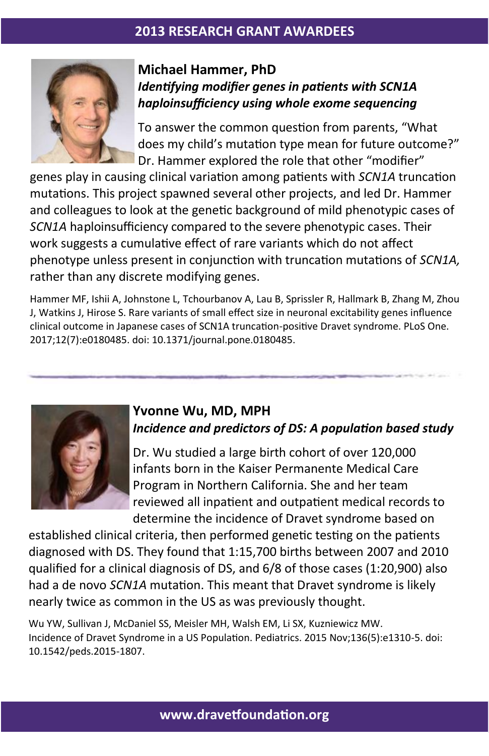## 2013 RESEARCH GRANT AWARDEES

### Michael Hammer, PhD

***Identifying modifier genes in patients with SCN1A haploinsufficiency using whole exome sequencing***

To answer the common question from parents, "What does my child's mutation type mean for future outcome?" Dr. Hammer explored the role that other "modifier" genes play in causing clinical variation among patients with *SCN1A* truncation mutations. This project spawned several other projects, and led Dr. Hammer and colleagues to look at the genetic background of mild phenotypic cases of *SCN1A* haploinsufficiency compared to the severe phenotypic cases. Their work suggests a cumulative effect of rare variants which do not affect phenotype unless present in conjunction with truncation mutations of *SCN1A,* rather than any discrete modifying genes.

Hammer MF, Ishii A, Johnstone L, Tchourbanov A, Lau B, Sprissler R, Hallmark B, Zhang M, Zhou J, Watkins J, Hirose S. Rare variants of small effect size in neuronal excitability genes influence clinical outcome in Japanese cases of SCN1A truncation-positive Dravet syndrome. PLoS One. 2017;12(7):e0180485. doi: 10.1371/journal.pone.0180485.

---

### Yvonne Wu, MD, MPH

***Incidence and predictors of DS: A population based study***

Dr. Wu studied a large birth cohort of over 120,000 infants born in the Kaiser Permanente Medical Care Program in Northern California. She and her team reviewed all inpatient and outpatient medical records to determine the incidence of Dravet syndrome based on established clinical criteria, then performed genetic testing on the patients diagnosed with DS. They found that 1:15,700 births between 2007 and 2010 qualified for a clinical diagnosis of DS, and 6/8 of those cases (1:20,900) also had a de novo *SCN1A* mutation. This meant that Dravet syndrome is likely nearly twice as common in the US as was previously thought.

Wu YW, Sullivan J, McDaniel SS, Meisler MH, Walsh EM, Li SX, Kuzniewicz MW. Incidence of Dravet Syndrome in a US Population. Pediatrics. 2015 Nov;136(5):e1310-5. doi: 10.1542/peds.2015-1807.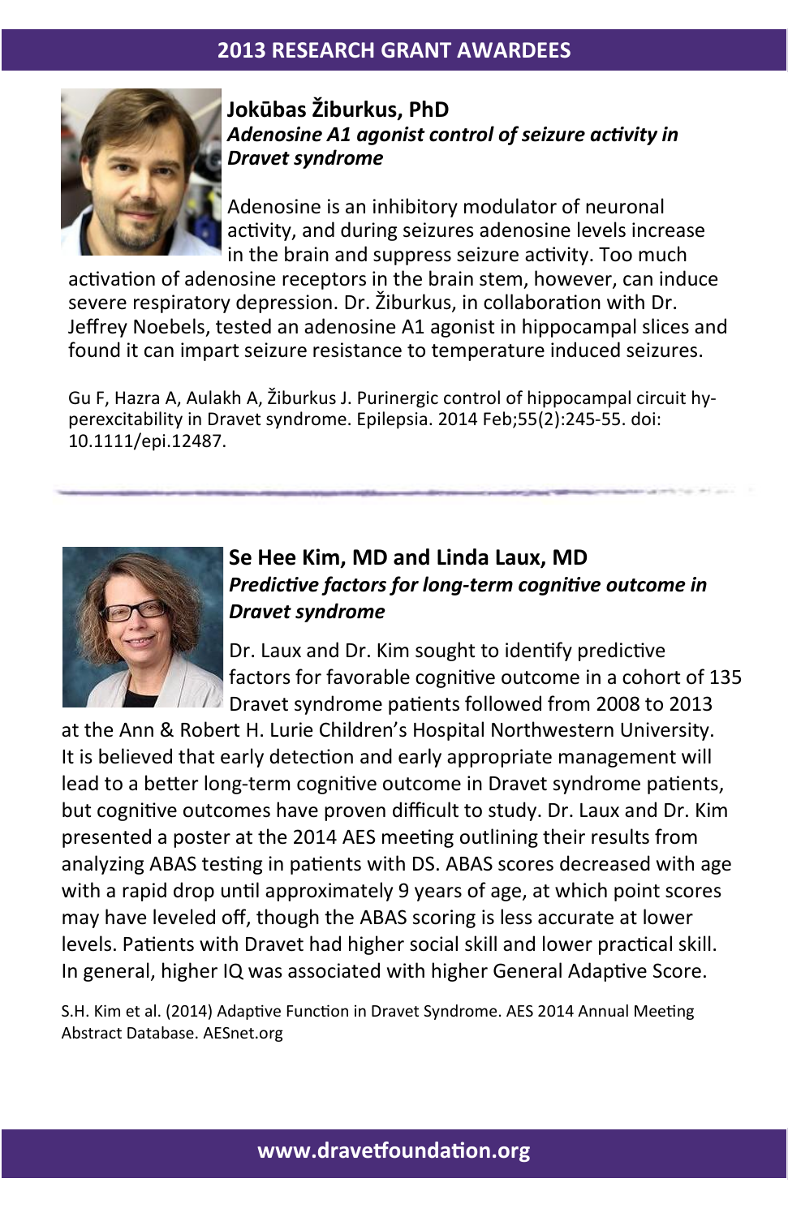## 2013 RESEARCH GRANT AWARDEES

### Jokūbas Žiburkus, PhD

***Adenosine A1 agonist control of seizure activity in Dravet syndrome***

Adenosine is an inhibitory modulator of neuronal activity, and during seizures adenosine levels increase in the brain and suppress seizure activity. Too much activation of adenosine receptors in the brain stem, however, can induce severe respiratory depression. Dr. Žiburkus, in collaboration with Dr. Jeffrey Noebels, tested an adenosine A1 agonist in hippocampal slices and found it can impart seizure resistance to temperature induced seizures.

Gu F, Hazra A, Aulakh A, Žiburkus J. Purinergic control of hippocampal circuit hyperexcitability in Dravet syndrome. Epilepsia. 2014 Feb;55(2):245-55. doi: 10.1111/epi.12487.

---

### Se Hee Kim, MD and Linda Laux, MD

***Predictive factors for long-term cognitive outcome in Dravet syndrome***

Dr. Laux and Dr. Kim sought to identify predictive factors for favorable cognitive outcome in a cohort of 135 Dravet syndrome patients followed from 2008 to 2013 at the Ann & Robert H. Lurie Children's Hospital Northwestern University. It is believed that early detection and early appropriate management will lead to a better long-term cognitive outcome in Dravet syndrome patients, but cognitive outcomes have proven difficult to study. Dr. Laux and Dr. Kim presented a poster at the 2014 AES meeting outlining their results from analyzing ABAS testing in patients with DS. ABAS scores decreased with age with a rapid drop until approximately 9 years of age, at which point scores may have leveled off, though the ABAS scoring is less accurate at lower levels. Patients with Dravet had higher social skill and lower practical skill. In general, higher IQ was associated with higher General Adaptive Score.

S.H. Kim et al. (2014) Adaptive Function in Dravet Syndrome. AES 2014 Annual Meeting Abstract Database. AESnet.org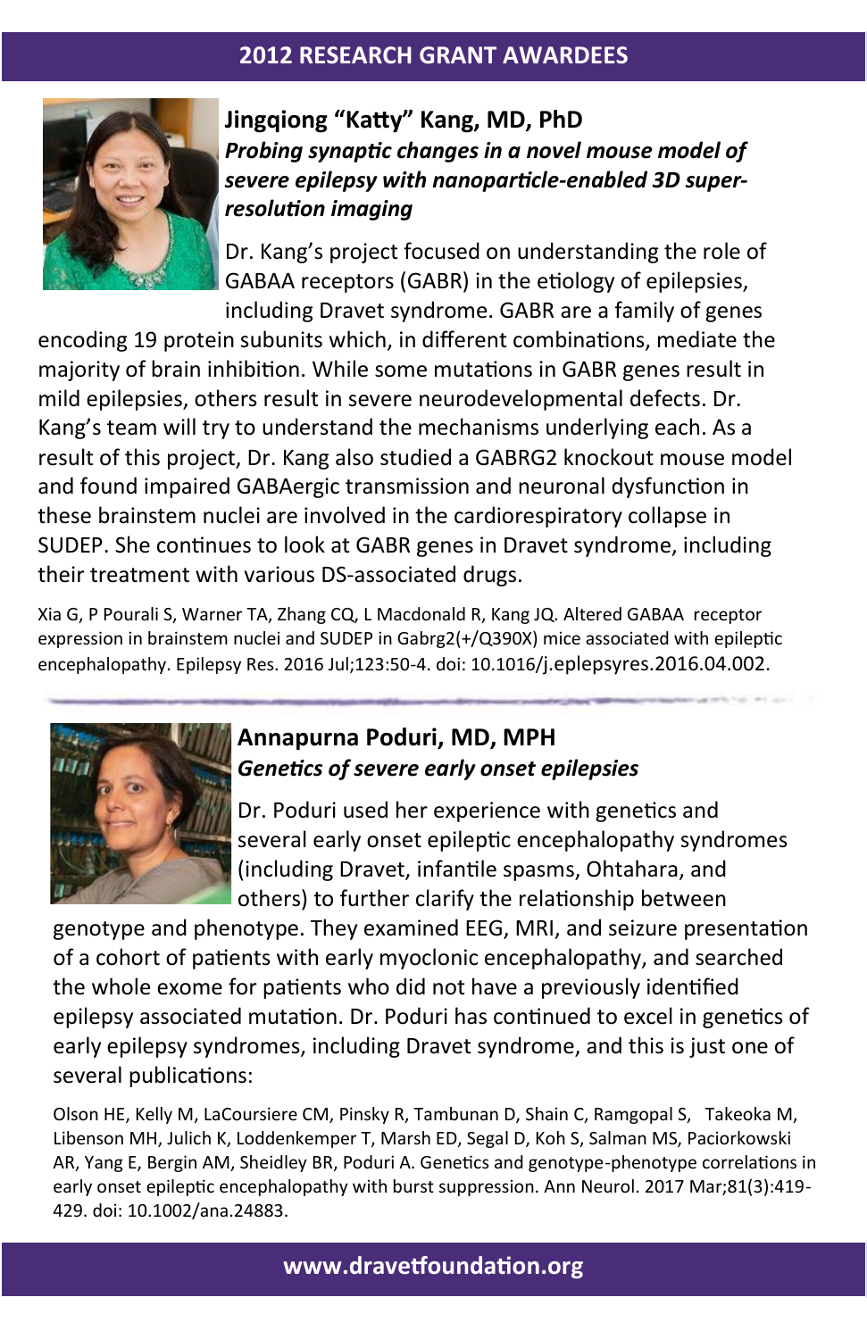## 2012 RESEARCH GRANT AWARDEES

### Jingqiong "Katty" Kang, MD, PhD

***Probing synaptic changes in a novel mouse model of severe epilepsy with nanoparticle-enabled 3D super-resolution imaging***

Dr. Kang's project focused on understanding the role of GABAA receptors (GABR) in the etiology of epilepsies, including Dravet syndrome. GABR are a family of genes encoding 19 protein subunits which, in different combinations, mediate the majority of brain inhibition. While some mutations in GABR genes result in mild epilepsies, others result in severe neurodevelopmental defects. Dr. Kang's team will try to understand the mechanisms underlying each. As a result of this project, Dr. Kang also studied a GABRG2 knockout mouse model and found impaired GABAergic transmission and neuronal dysfunction in these brainstem nuclei are involved in the cardiorespiratory collapse in SUDEP. She continues to look at GABR genes in Dravet syndrome, including their treatment with various DS-associated drugs.

Xia G, P Pourali S, Warner TA, Zhang CQ, L Macdonald R, Kang JQ. Altered GABAA receptor expression in brainstem nuclei and SUDEP in Gabrg2(+/Q390X) mice associated with epileptic encephalopathy. Epilepsy Res. 2016 Jul;123:50-4. doi: 10.1016/j.eplepsyres.2016.04.002.

---

### Annapurna Poduri, MD, MPH

***Genetics of severe early onset epilepsies***

Dr. Poduri used her experience with genetics and several early onset epileptic encephalopathy syndromes (including Dravet, infantile spasms, Ohtahara, and others) to further clarify the relationship between genotype and phenotype. They examined EEG, MRI, and seizure presentation of a cohort of patients with early myoclonic encephalopathy, and searched the whole exome for patients who did not have a previously identified epilepsy associated mutation. Dr. Poduri has continued to excel in genetics of early epilepsy syndromes, including Dravet syndrome, and this is just one of several publications:

Olson HE, Kelly M, LaCoursiere CM, Pinsky R, Tambunan D, Shain C, Ramgopal S, Takeoka M, Libenson MH, Julich K, Loddenkemper T, Marsh ED, Segal D, Koh S, Salman MS, Paciorkowski AR, Yang E, Bergin AM, Sheidley BR, Poduri A. Genetics and genotype-phenotype correlations in early onset epileptic encephalopathy with burst suppression. Ann Neurol. 2017 Mar;81(3):419-429. doi: 10.1002/ana.24883.

www.dravetfoundation.org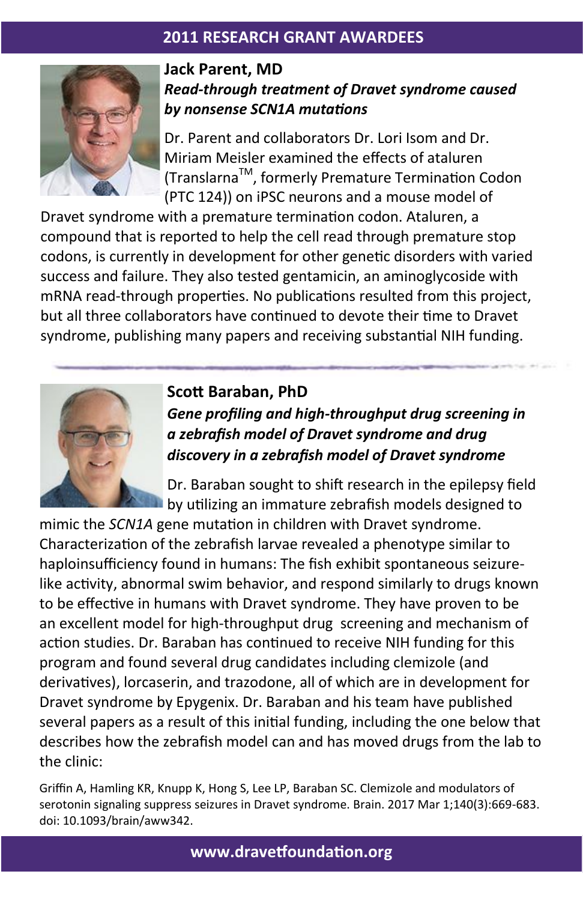## 2011 RESEARCH GRANT AWARDEES

### Jack Parent, MD

***Read-through treatment of Dravet syndrome caused by nonsense SCN1A mutations***

Dr. Parent and collaborators Dr. Lori Isom and Dr. Miriam Meisler examined the effects of ataluren (Translarna$^{TM}$, formerly Premature Termination Codon (PTC 124)) on iPSC neurons and a mouse model of Dravet syndrome with a premature termination codon. Ataluren, a compound that is reported to help the cell read through premature stop codons, is currently in development for other genetic disorders with varied success and failure. They also tested gentamicin, an aminoglycoside with mRNA read-through properties. No publications resulted from this project, but all three collaborators have continued to devote their time to Dravet syndrome, publishing many papers and receiving substantial NIH funding.

---

### Scott Baraban, PhD

***Gene profiling and high-throughput drug screening in a zebrafish model of Dravet syndrome and drug discovery in a zebrafish model of Dravet syndrome***

Dr. Baraban sought to shift research in the epilepsy field by utilizing an immature zebrafish models designed to mimic the *SCN1A* gene mutation in children with Dravet syndrome. Characterization of the zebrafish larvae revealed a phenotype similar to haploinsufficiency found in humans: The fish exhibit spontaneous seizure-like activity, abnormal swim behavior, and respond similarly to drugs known to be effective in humans with Dravet syndrome. They have proven to be an excellent model for high-throughput drug screening and mechanism of action studies. Dr. Baraban has continued to receive NIH funding for this program and found several drug candidates including clemizole (and derivatives), lorcaserin, and trazodone, all of which are in development for Dravet syndrome by Epygenix. Dr. Baraban and his team have published several papers as a result of this initial funding, including the one below that describes how the zebrafish model can and has moved drugs from the lab to the clinic:

Griffin A, Hamling KR, Knupp K, Hong S, Lee LP, Baraban SC. Clemizole and modulators of serotonin signaling suppress seizures in Dravet syndrome. Brain. 2017 Mar 1;140(3):669-683. doi: 10.1093/brain/aww342.

www.dravetfoundation.org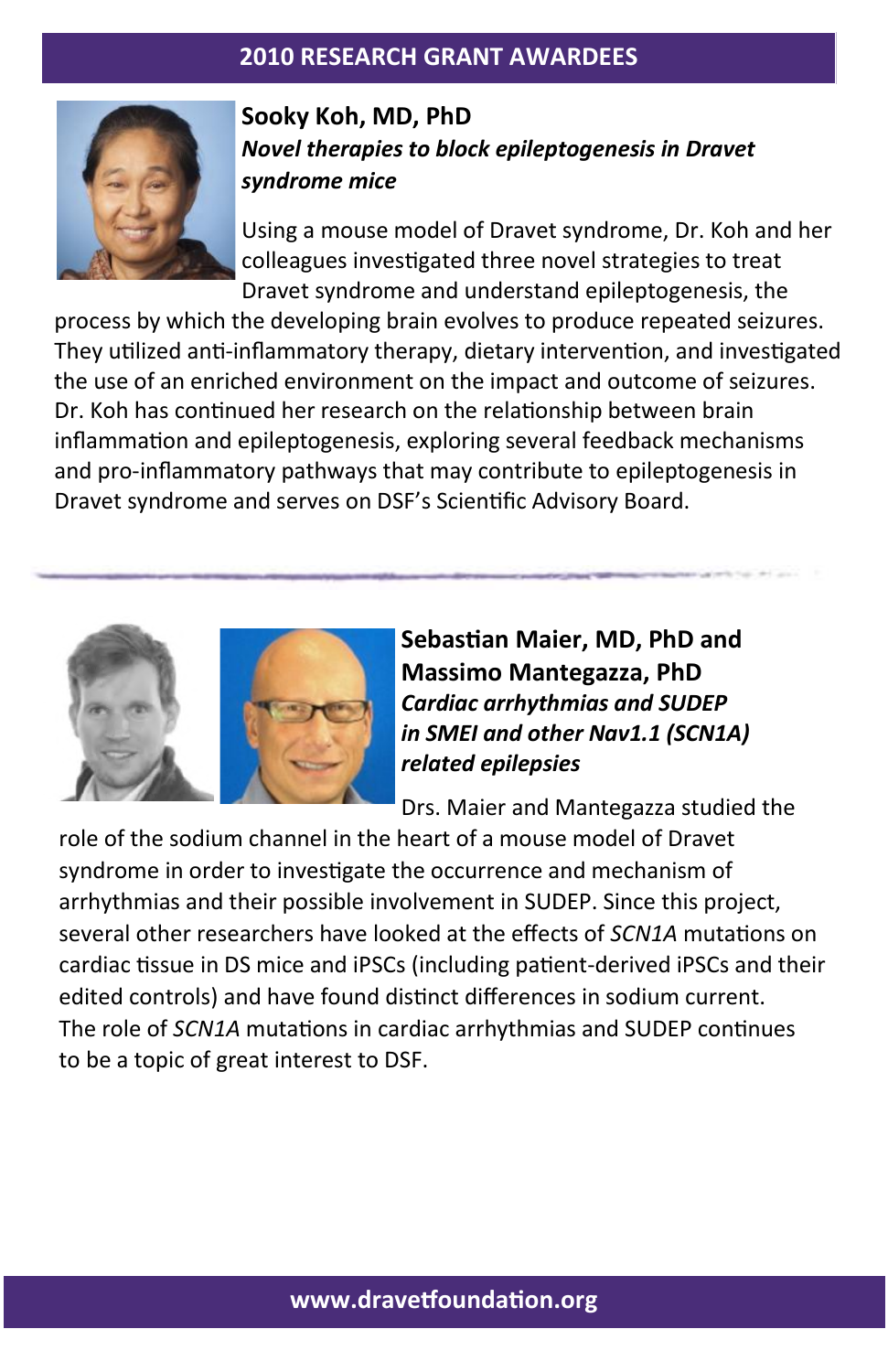## 2010 RESEARCH GRANT AWARDEES

### Sooky Koh, MD, PhD

***Novel therapies to block epileptogenesis in Dravet syndrome mice***

Using a mouse model of Dravet syndrome, Dr. Koh and her colleagues investigated three novel strategies to treat Dravet syndrome and understand epileptogenesis, the process by which the developing brain evolves to produce repeated seizures. They utilized anti-inflammatory therapy, dietary intervention, and investigated the use of an enriched environment on the impact and outcome of seizures. Dr. Koh has continued her research on the relationship between brain inflammation and epileptogenesis, exploring several feedback mechanisms and pro-inflammatory pathways that may contribute to epileptogenesis in Dravet syndrome and serves on DSF's Scientific Advisory Board.

---

### Sebastian Maier, MD, PhD and Massimo Mantegazza, PhD

***Cardiac arrhythmias and SUDEP in SMEI and other Nav1.1 (SCN1A) related epilepsies***

Drs. Maier and Mantegazza studied the role of the sodium channel in the heart of a mouse model of Dravet syndrome in order to investigate the occurrence and mechanism of arrhythmias and their possible involvement in SUDEP. Since this project, several other researchers have looked at the effects of *SCN1A* mutations on cardiac tissue in DS mice and iPSCs (including patient-derived iPSCs and their edited controls) and have found distinct differences in sodium current. The role of *SCN1A* mutations in cardiac arrhythmias and SUDEP continues to be a topic of great interest to DSF.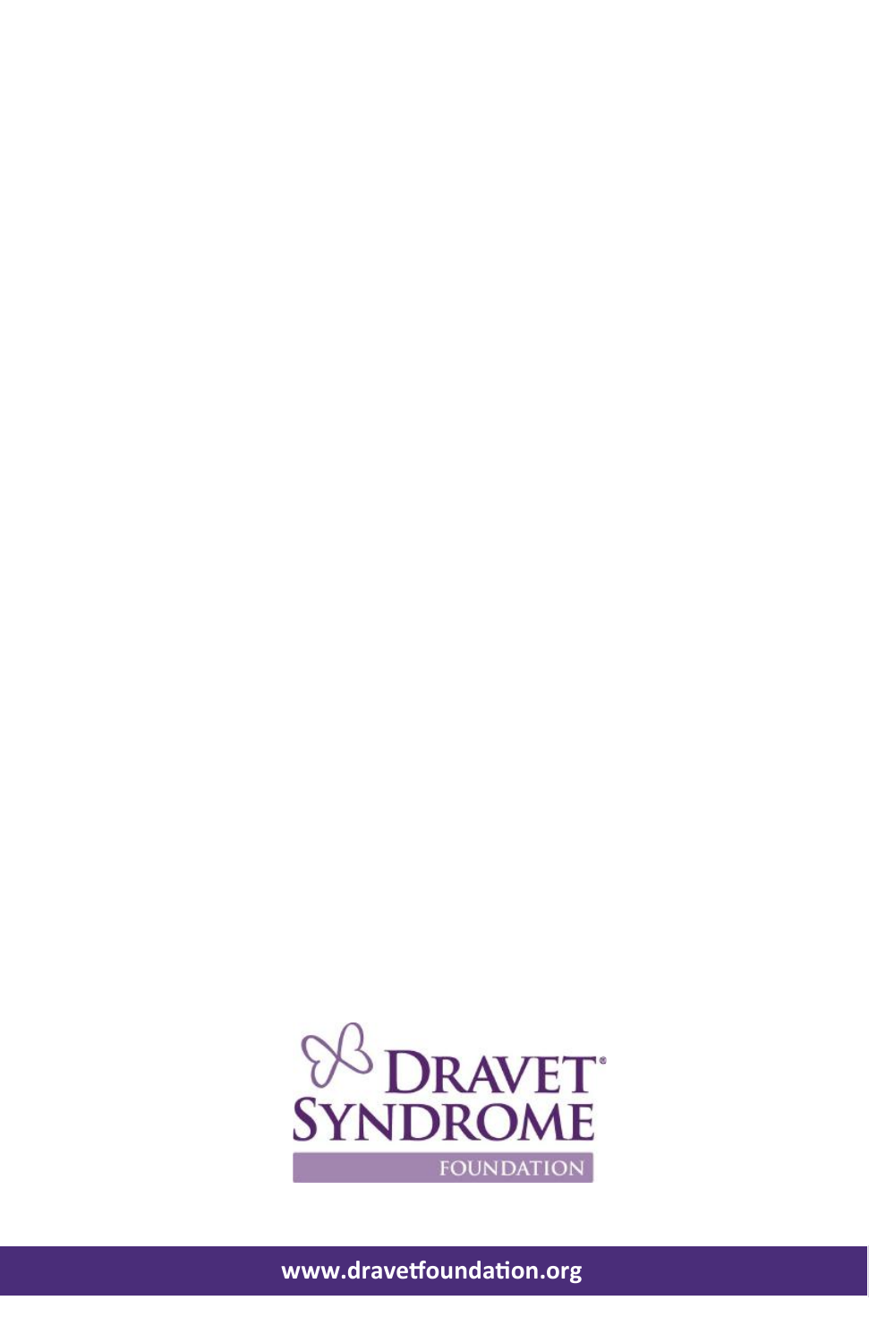DRAVET SYNDROME

FOUNDATION

www.dravetfoundation.org